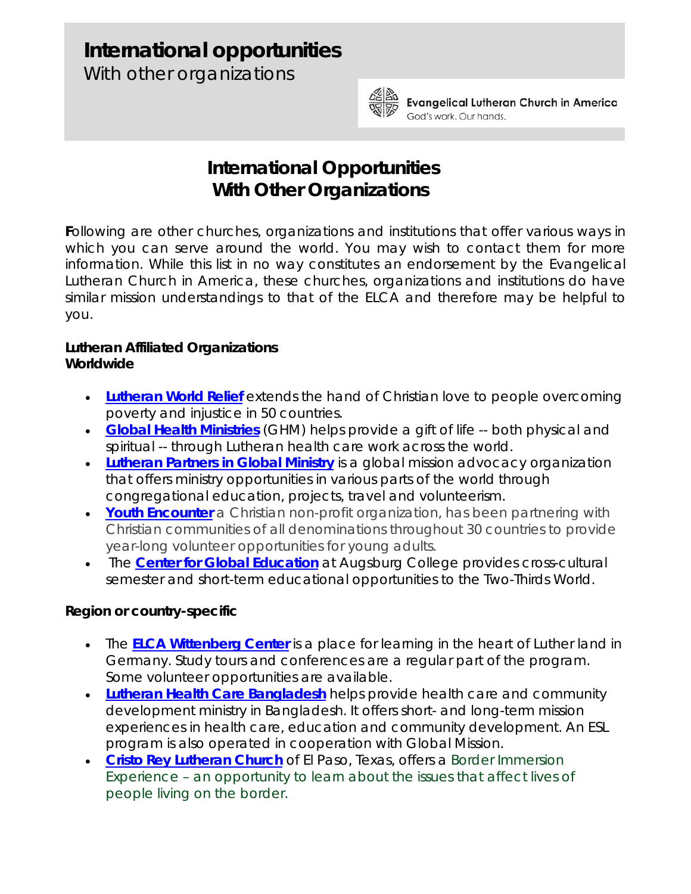# International opportunities

With other organizations

Evangelical Lutheran Church in America
God's work. Our hands.

## International Opportunities With Other Organizations

**F**ollowing are other churches, organizations and institutions that offer various ways in which you can serve around the world. You may wish to contact them for more information. While this list in no way constitutes an endorsement by the Evangelical Lutheran Church in America, these churches, organizations and institutions do have similar mission understandings to that of the ELCA and therefore may be helpful to you.

**Lutheran Affiliated Organizations**
**Worldwide**

- **Lutheran World Relief** extends the hand of Christian love to people overcoming poverty and injustice in 50 countries.
- **Global Health Ministries** (GHM) helps provide a gift of life -- both physical and spiritual -- through Lutheran health care work across the world.
- **Lutheran Partners in Global Ministry** is a global mission advocacy organization that offers ministry opportunities in various parts of the world through congregational education, projects, travel and volunteerism.
- **Youth Encounter** a Christian non-profit organization, has been partnering with Christian communities of all denominations throughout 30 countries to provide year-long volunteer opportunities for young adults.
- The **Center for Global Education** at Augsburg College provides cross-cultural semester and short-term educational opportunities to the Two-Thirds World.

**Region or country-specific**

- The **ELCA Wittenberg Center** is a place for learning in the heart of Luther land in Germany. Study tours and conferences are a regular part of the program. Some volunteer opportunities are available.
- **Lutheran Health Care Bangladesh** helps provide health care and community development ministry in Bangladesh. It offers short- and long-term mission experiences in health care, education and community development. An ESL program is also operated in cooperation with Global Mission.
- **Cristo Rey Lutheran Church** of El Paso, Texas, offers a Border Immersion Experience – an opportunity to learn about the issues that affect lives of people living on the border.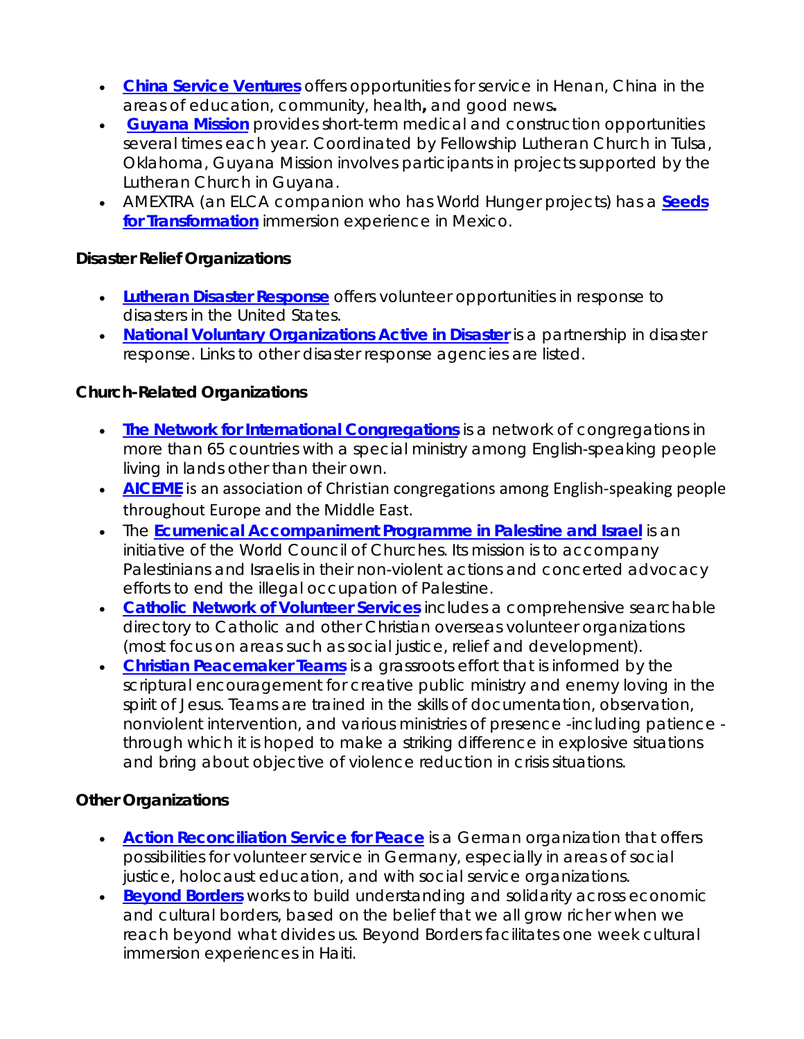- **China Service Ventures** offers opportunities for service in Henan, China in the areas of education, community, health**,** and good news**.**
- **Guyana Mission** provides short-term medical and construction opportunities several times each year. Coordinated by Fellowship Lutheran Church in Tulsa, Oklahoma, Guyana Mission involves participants in projects supported by the Lutheran Church in Guyana.
- AMEXTRA (an ELCA companion who has World Hunger projects) has a **Seeds for Transformation** immersion experience in Mexico.

**Disaster Relief Organizations**

- **Lutheran Disaster Response** offers volunteer opportunities in response to disasters in the United States.
- **National Voluntary Organizations Active in Disaster** is a partnership in disaster response. Links to other disaster response agencies are listed.

**Church-Related Organizations**

- **The Network for International Congregations** is a network of congregations in more than 65 countries with a special ministry among English-speaking people living in lands other than their own.
- **AICEME** is an association of Christian congregations among English-speaking people throughout Europe and the Middle East.
- The **Ecumenical Accompaniment Programme in Palestine and Israel** is an initiative of the World Council of Churches. Its mission is to accompany Palestinians and Israelis in their non-violent actions and concerted advocacy efforts to end the illegal occupation of Palestine.
- **Catholic Network of Volunteer Services** includes a comprehensive searchable directory to Catholic and other Christian overseas volunteer organizations (most focus on areas such as social justice, relief and development).
- **Christian Peacemaker Teams** is a grassroots effort that is informed by the scriptural encouragement for creative public ministry and enemy loving in the spirit of Jesus. Teams are trained in the skills of documentation, observation, nonviolent intervention, and various ministries of presence -including patience - through which it is hoped to make a striking difference in explosive situations and bring about objective of violence reduction in crisis situations.

**Other Organizations**

- **Action Reconciliation Service for Peace** is a German organization that offers possibilities for volunteer service in Germany, especially in areas of social justice, holocaust education, and with social service organizations.
- **Beyond Borders** works to build understanding and solidarity across economic and cultural borders, based on the belief that we all grow richer when we reach beyond what divides us. Beyond Borders facilitates one week cultural immersion experiences in Haiti.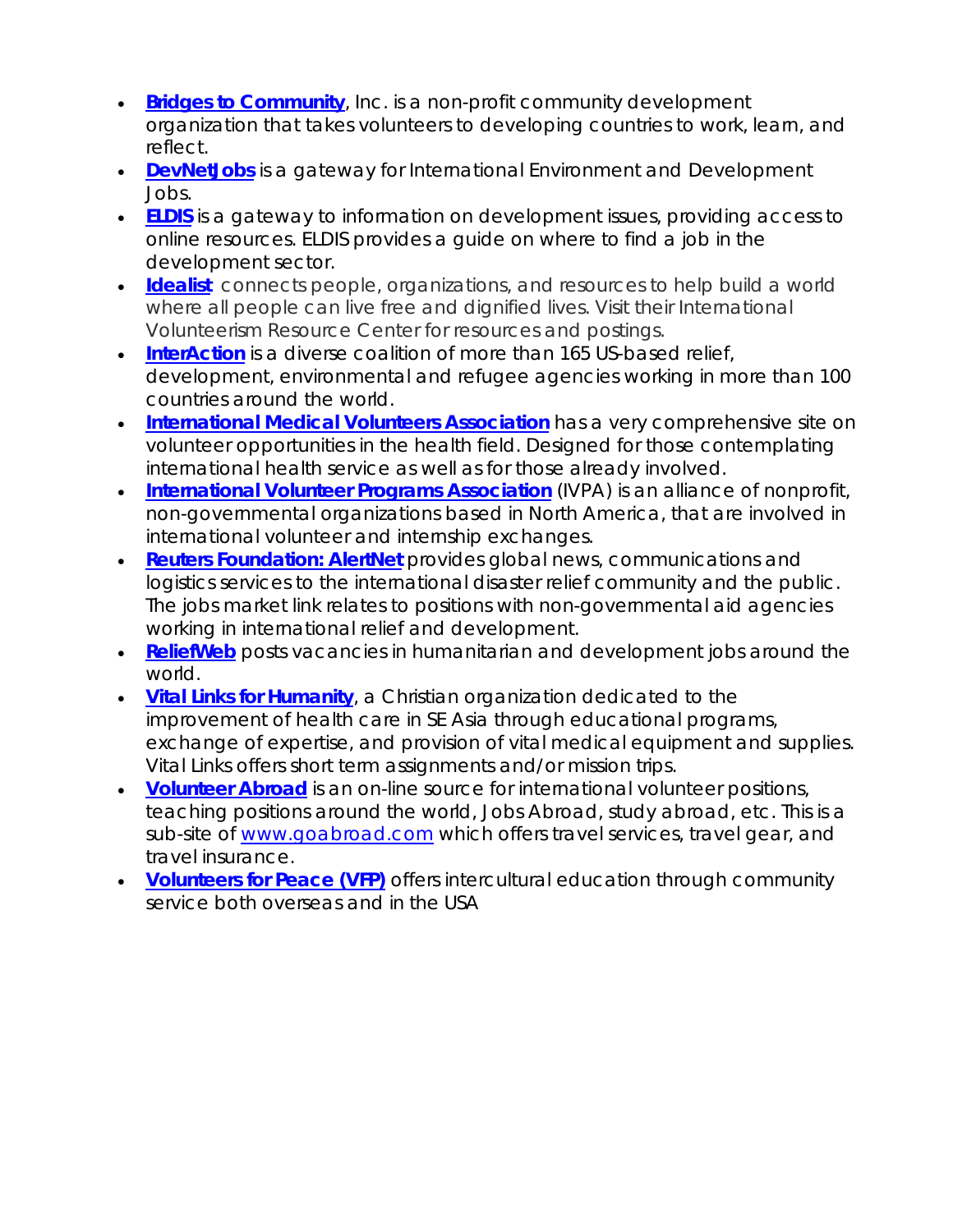- **Bridges to Community**, Inc. is a non-profit community development organization that takes volunteers to developing countries to work, learn, and reflect.
- **DevNetJobs** is a gateway for International Environment and Development Jobs.
- **ELDIS** is a gateway to information on development issues, providing access to online resources. ELDIS provides a guide on where to find a job in the development sector.
- **Idealist**: connects people, organizations, and resources to help build a world where all people can live free and dignified lives. Visit their International Volunteerism Resource Center for resources and postings.
- **InterAction** is a diverse coalition of more than 165 US-based relief, development, environmental and refugee agencies working in more than 100 countries around the world.
- **International Medical Volunteers Association** has a very comprehensive site on volunteer opportunities in the health field. Designed for those contemplating international health service as well as for those already involved.
- **International Volunteer Programs Association** (IVPA) is an alliance of nonprofit, non-governmental organizations based in North America, that are involved in international volunteer and internship exchanges.
- **Reuters Foundation: AlertNet** provides global news, communications and logistics services to the international disaster relief community and the public. The jobs market link relates to positions with non-governmental aid agencies working in international relief and development.
- **ReliefWeb** posts vacancies in humanitarian and development jobs around the world.
- **Vital Links for Humanity**, a Christian organization dedicated to the improvement of health care in SE Asia through educational programs, exchange of expertise, and provision of vital medical equipment and supplies. Vital Links offers short term assignments and/or mission trips.
- **Volunteer Abroad** is an on-line source for international volunteer positions, teaching positions around the world, Jobs Abroad, study abroad, etc. This is a sub-site of www.goabroad.com which offers travel services, travel gear, and travel insurance.
- **Volunteers for Peace (VFP)** offers intercultural education through community service both overseas and in the USA